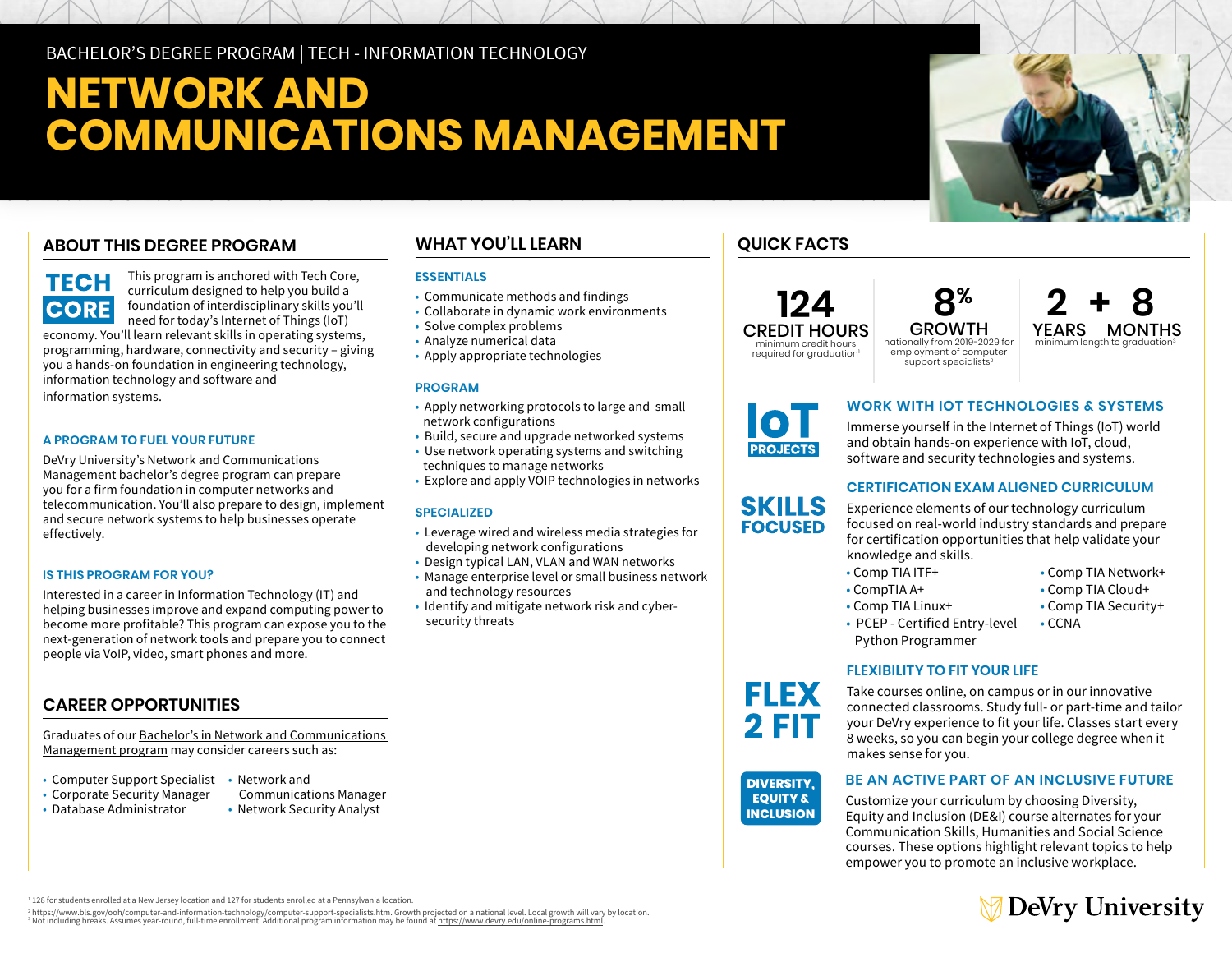BACHELOR'S DEGREE PROGRAM | TECH - INFORMATION TECHNOLOGY

# NETWORK AND COMMUNICATIONS MANAGEMENT

## ABOUT THIS DEGREE PROGRAM

**TECH CORE**

This program is anchored with Tech Core, curriculum designed to help you build a foundation of interdisciplinary skills you'll need for today's Internet of Things (IoT) economy. You'll learn relevant skills in operating systems, programming, hardware, connectivity and security – giving you a hands-on foundation in engineering technology, information technology and software and information systems.

### A PROGRAM TO FUEL YOUR FUTURE

DeVry University's Network and Communications Management bachelor's degree program can prepare you for a firm foundation in computer networks and telecommunication. You'll also prepare to design, implement and secure network systems to help businesses operate effectively.

### IS THIS PROGRAM FOR YOU?

Interested in a career in Information Technology (IT) and helping businesses improve and expand computing power to become more profitable? This program can expose you to the next-generation of network tools and prepare you to connect people via VoIP, video, smart phones and more.

## CAREER OPPORTUNITIES

Graduates of our Bachelor's in Network and Communications Management program may consider careers such as:

- Computer Support Specialist
- Corporate Security Manager
- Database Administrator
- Network and Communications Manager
- Network Security Analyst

## WHAT YOU'LL LEARN

### ESSENTIALS

- Communicate methods and findings
- Collaborate in dynamic work environments
- Solve complex problems
- Analyze numerical data
- Apply appropriate technologies

### PROGRAM

- Apply networking protocols to large and small network configurations
- Build, secure and upgrade networked systems
- Use network operating systems and switching techniques to manage networks
- Explore and apply VOIP technologies in networks

### SPECIALIZED

- Leverage wired and wireless media strategies for developing network configurations
- Design typical LAN, VLAN and WAN networks
- Manage enterprise level or small business network and technology resources
- Identify and mitigate network risk and cyber-security threats

## QUICK FACTS

**124 CREDIT HOURS**
minimum credit hours required for graduation[1]

**8% GROWTH**
nationally from 2019–2029 for employment of computer support specialists[2]

**2 YEARS + 8 MONTHS**
minimum length to graduation[3]

**IoT PROJECTS**

### WORK WITH IOT TECHNOLOGIES & SYSTEMS

Immerse yourself in the Internet of Things (IoT) world and obtain hands-on experience with IoT, cloud, software and security technologies and systems.

**SKILLS FOCUSED**

### CERTIFICATION EXAM ALIGNED CURRICULUM

Experience elements of our technology curriculum focused on real-world industry standards and prepare for certification opportunities that help validate your knowledge and skills.

- Comp TIA ITF+
- CompTIA A+
- Comp TIA Linux+
- PCEP - Certified Entry-level Python Programmer
- Comp TIA Network+
- Comp TIA Cloud+
- Comp TIA Security+
- CCNA

**FLEX 2 FIT**

### FLEXIBILITY TO FIT YOUR LIFE

Take courses online, on campus or in our innovative connected classrooms. Study full- or part-time and tailor your DeVry experience to fit your life. Classes start every 8 weeks, so you can begin your college degree when it makes sense for you.

**DIVERSITY, EQUITY & INCLUSION**

### BE AN ACTIVE PART OF AN INCLUSIVE FUTURE

Customize your curriculum by choosing Diversity, Equity and Inclusion (DE&I) course alternates for your Communication Skills, Humanities and Social Science courses. These options highlight relevant topics to help empower you to promote an inclusive workplace.

DeVry University

[1] 128 for students enrolled at a New Jersey location and 127 for students enrolled at a Pennsylvania location.
[2] https://www.bls.gov/ooh/computer-and-information-technology/computer-support-specialists.htm. Growth projected on a national level. Local growth will vary by location.
[3] Not including breaks. Assumes year-round, full-time enrollment. Additional program information may be found at https://www.devry.edu/online-programs.html.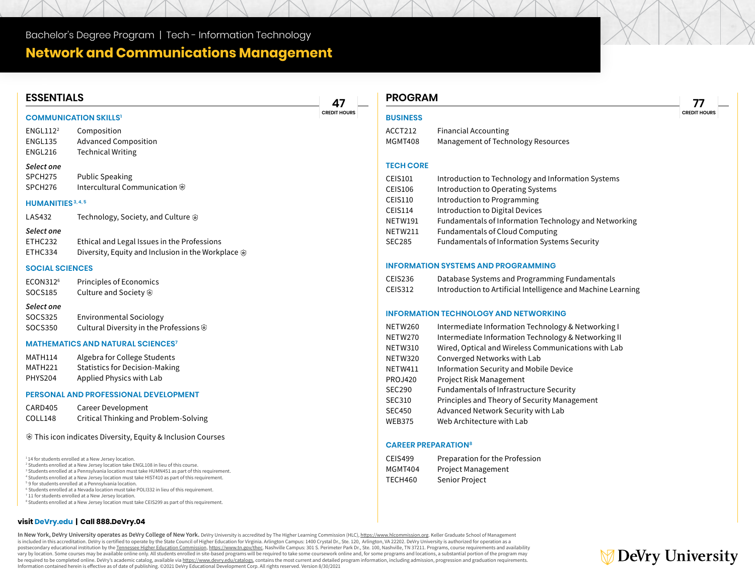Bachelor's Degree Program | Tech - Information Technology

# Network and Communications Management

## ESSENTIALS

**47 CREDIT HOURS**

### COMMUNICATION SKILLS[1]

| | |
|---|---|
| ENGL112[2] | Composition |
| ENGL135 | Advanced Composition |
| ENGL216 | Technical Writing |

*Select one*

| | |
|---|---|
| SPCH275 | Public Speaking |
| SPCH276 | Intercultural Communication ⛉ |

### HUMANITIES[3, 4, 5]

| | |
|---|---|
| LAS432 | Technology, Society, and Culture ⛉ |

*Select one*

| | |
|---|---|
| ETHC232 | Ethical and Legal Issues in the Professions |
| ETHC334 | Diversity, Equity and Inclusion in the Workplace ⛉ |

### SOCIAL SCIENCES

| | |
|---|---|
| ECON312[6] | Principles of Economics |
| SOCS185 | Culture and Society ⛉ |

*Select one*

| | |
|---|---|
| SOCS325 | Environmental Sociology |
| SOCS350 | Cultural Diversity in the Professions ⛉ |

### MATHEMATICS AND NATURAL SCIENCES[7]

| | |
|---|---|
| MATH114 | Algebra for College Students |
| MATH221 | Statistics for Decision-Making |
| PHYS204 | Applied Physics with Lab |

### PERSONAL AND PROFESSIONAL DEVELOPMENT

| | |
|---|---|
| CARD405 | Career Development |
| COLL148 | Critical Thinking and Problem-Solving |

⛉ This icon indicates Diversity, Equity & Inclusion Courses

[1] 14 for students enrolled at a New Jersey location.
[2] Students enrolled at a New Jersey location take ENGL108 in lieu of this course.
[3] Students enrolled at a Pennsylvania location must take HUMN451 as part of this requirement.
[4] Students enrolled at a New Jersey location must take HIST410 as part of this requirement.
[5] 9 for students enrolled at a Pennsylvania location.
[6] Students enrolled at a Nevada location must take POLI332 in lieu of this requirement.
[7] 11 for students enrolled at a New Jersey location.
[8] Students enrolled at a New Jersey location must take CEIS299 as part of this requirement.

## PROGRAM

**77 CREDIT HOURS**

### BUSINESS

| | |
|---|---|
| ACCT212 | Financial Accounting |
| MGMT408 | Management of Technology Resources |

### TECH CORE

| | |
|---|---|
| CEIS101 | Introduction to Technology and Information Systems |
| CEIS106 | Introduction to Operating Systems |
| CEIS110 | Introduction to Programming |
| CEIS114 | Introduction to Digital Devices |
| NETW191 | Fundamentals of Information Technology and Networking |
| NETW211 | Fundamentals of Cloud Computing |
| SEC285 | Fundamentals of Information Systems Security |

### INFORMATION SYSTEMS AND PROGRAMMING

| | |
|---|---|
| CEIS236 | Database Systems and Programming Fundamentals |
| CEIS312 | Introduction to Artificial Intelligence and Machine Learning |

### INFORMATION TECHNOLOGY AND NETWORKING

| | |
|---|---|
| NETW260 | Intermediate Information Technology & Networking I |
| NETW270 | Intermediate Information Technology & Networking II |
| NETW310 | Wired, Optical and Wireless Communications with Lab |
| NETW320 | Converged Networks with Lab |
| NETW411 | Information Security and Mobile Device |
| PROJ420 | Project Risk Management |
| SEC290 | Fundamentals of Infrastructure Security |
| SEC310 | Principles and Theory of Security Management |
| SEC450 | Advanced Network Security with Lab |
| WEB375 | Web Architecture with Lab |

### CAREER PREPARATION[8]

| | |
|---|---|
| CEIS499 | Preparation for the Profession |
| MGMT404 | Project Management |
| TECH460 | Senior Project |

**visit DeVry.edu | Call 888.DeVry.04**

**In New York, DeVry University operates as DeVry College of New York.** DeVry University is accredited by The Higher Learning Commission (HLC), https://www.hlcommission.org. Keller Graduate School of Management is included in this accreditation. DeVry is certified to operate by the State Council of Higher Education for Virginia. Arlington Campus: 1400 Crystal Dr., Ste. 120, Arlington, VA 22202. DeVry University is authorized for operation as a postsecondary educational institution by the Tennessee Higher Education Commission, https://www.tn.gov/thec. Nashville Campus: 301 S. Perimeter Park Dr., Ste. 100, Nashville, TN 37211. Programs, course requirements and availability vary by location. Some courses may be available online only. All students enrolled in site-based programs will be required to take some coursework online and, for some programs and locations, a substantial portion of the program may be required to be completed online. DeVry's academic catalog, available via https://www.devry.edu/catalogs, contains the most current and detailed program information, including admission, progression and graduation requirements. Information contained herein is effective as of date of publishing. ©2021 DeVry Educational Development Corp. All rights reserved. Version 8/30/2021

DeVry University